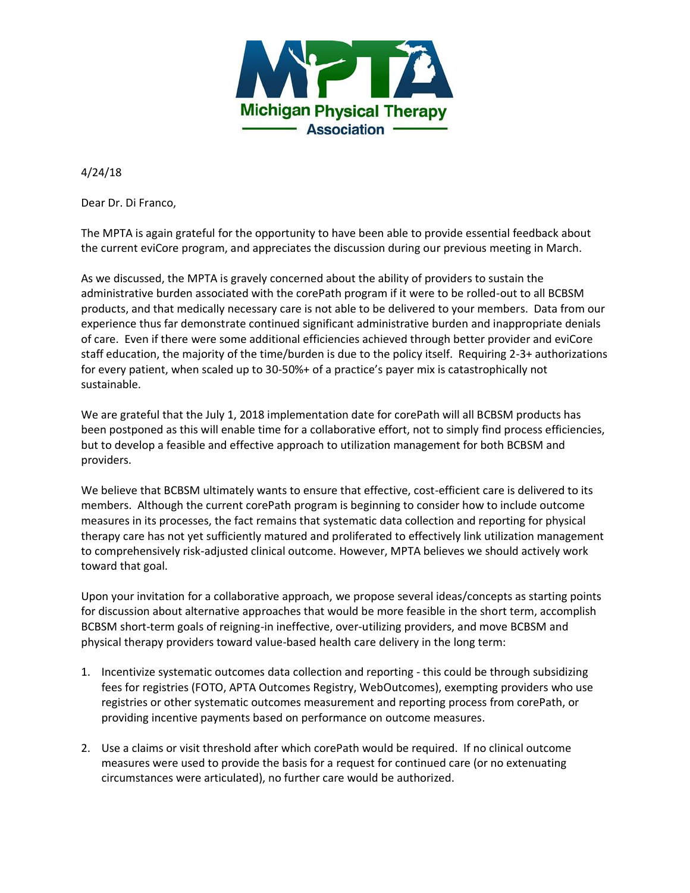Michigan Physical Therapy Association

4/24/18

Dear Dr. Di Franco,

The MPTA is again grateful for the opportunity to have been able to provide essential feedback about the current eviCore program, and appreciates the discussion during our previous meeting in March.

As we discussed, the MPTA is gravely concerned about the ability of providers to sustain the administrative burden associated with the corePath program if it were to be rolled-out to all BCBSM products, and that medically necessary care is not able to be delivered to your members. Data from our experience thus far demonstrate continued significant administrative burden and inappropriate denials of care. Even if there were some additional efficiencies achieved through better provider and eviCore staff education, the majority of the time/burden is due to the policy itself. Requiring 2-3+ authorizations for every patient, when scaled up to 30-50%+ of a practice's payer mix is catastrophically not sustainable.

We are grateful that the July 1, 2018 implementation date for corePath will all BCBSM products has been postponed as this will enable time for a collaborative effort, not to simply find process efficiencies, but to develop a feasible and effective approach to utilization management for both BCBSM and providers.

We believe that BCBSM ultimately wants to ensure that effective, cost-efficient care is delivered to its members. Although the current corePath program is beginning to consider how to include outcome measures in its processes, the fact remains that systematic data collection and reporting for physical therapy care has not yet sufficiently matured and proliferated to effectively link utilization management to comprehensively risk-adjusted clinical outcome. However, MPTA believes we should actively work toward that goal.

Upon your invitation for a collaborative approach, we propose several ideas/concepts as starting points for discussion about alternative approaches that would be more feasible in the short term, accomplish BCBSM short-term goals of reigning-in ineffective, over-utilizing providers, and move BCBSM and physical therapy providers toward value-based health care delivery in the long term:

1. Incentivize systematic outcomes data collection and reporting - this could be through subsidizing fees for registries (FOTO, APTA Outcomes Registry, WebOutcomes), exempting providers who use registries or other systematic outcomes measurement and reporting process from corePath, or providing incentive payments based on performance on outcome measures.

2. Use a claims or visit threshold after which corePath would be required. If no clinical outcome measures were used to provide the basis for a request for continued care (or no extenuating circumstances were articulated), no further care would be authorized.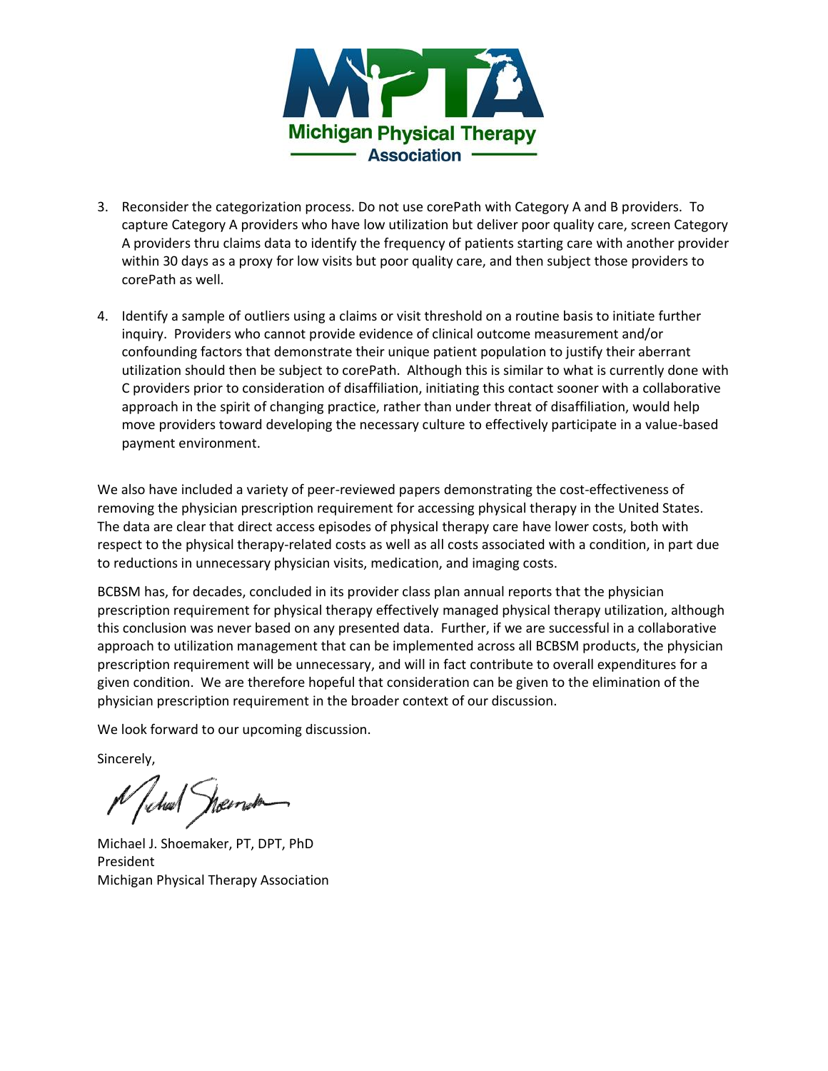3. Reconsider the categorization process. Do not use corePath with Category A and B providers. To capture Category A providers who have low utilization but deliver poor quality care, screen Category A providers thru claims data to identify the frequency of patients starting care with another provider within 30 days as a proxy for low visits but poor quality care, and then subject those providers to corePath as well.

4. Identify a sample of outliers using a claims or visit threshold on a routine basis to initiate further inquiry. Providers who cannot provide evidence of clinical outcome measurement and/or confounding factors that demonstrate their unique patient population to justify their aberrant utilization should then be subject to corePath. Although this is similar to what is currently done with C providers prior to consideration of disaffiliation, initiating this contact sooner with a collaborative approach in the spirit of changing practice, rather than under threat of disaffiliation, would help move providers toward developing the necessary culture to effectively participate in a value-based payment environment.

We also have included a variety of peer-reviewed papers demonstrating the cost-effectiveness of removing the physician prescription requirement for accessing physical therapy in the United States. The data are clear that direct access episodes of physical therapy care have lower costs, both with respect to the physical therapy-related costs as well as all costs associated with a condition, in part due to reductions in unnecessary physician visits, medication, and imaging costs.

BCBSM has, for decades, concluded in its provider class plan annual reports that the physician prescription requirement for physical therapy effectively managed physical therapy utilization, although this conclusion was never based on any presented data. Further, if we are successful in a collaborative approach to utilization management that can be implemented across all BCBSM products, the physician prescription requirement will be unnecessary, and will in fact contribute to overall expenditures for a given condition. We are therefore hopeful that consideration can be given to the elimination of the physician prescription requirement in the broader context of our discussion.

We look forward to our upcoming discussion.

Sincerely,

Michael J. Shoemaker, PT, DPT, PhD
President
Michigan Physical Therapy Association